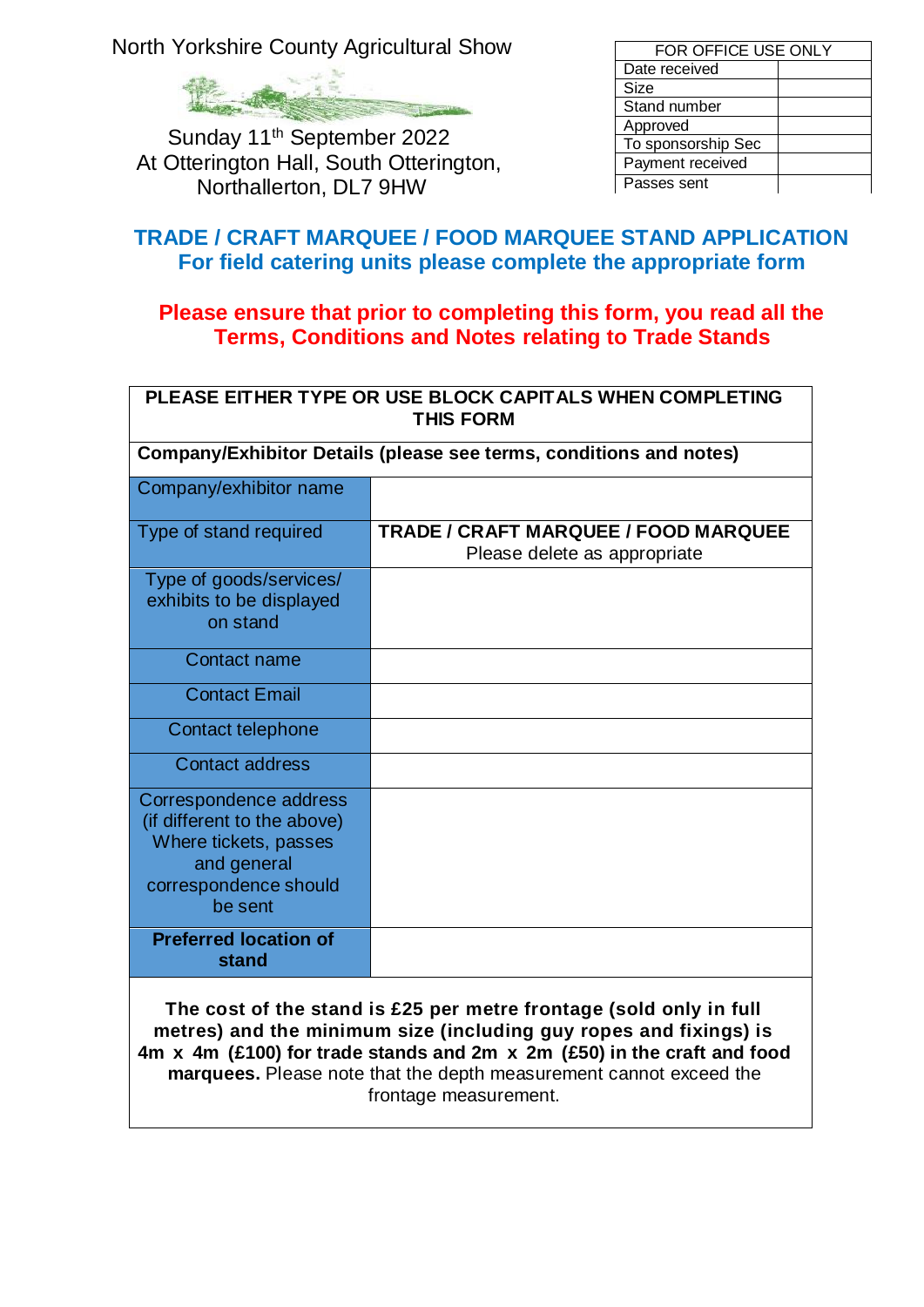North Yorkshire County Agricultural Show

Sunday 11th September 2022
At Otterington Hall, South Otterington, Northallerton, DL7 9HW

| FOR OFFICE USE ONLY | |
|---|---|
| Date received | |
| Size | |
| Stand number | |
| Approved | |
| To sponsorship Sec | |
| Payment received | |
| Passes sent | |

## TRADE / CRAFT MARQUEE / FOOD MARQUEE STAND APPLICATION
### For field catering units please complete the appropriate form

**Please ensure that prior to completing this form, you read all the Terms, Conditions and Notes relating to Trade Stands**

| **PLEASE EITHER TYPE OR USE BLOCK CAPITALS WHEN COMPLETING THIS FORM** | |
|---|---|
| **Company/Exhibitor Details (please see terms, conditions and notes)** | |
| Company/exhibitor name | |
| Type of stand required | **TRADE / CRAFT MARQUEE / FOOD MARQUEE** Please delete as appropriate |
| Type of goods/services/ exhibits to be displayed on stand | |
| Contact name | |
| Contact Email | |
| Contact telephone | |
| Contact address | |
| Correspondence address (if different to the above) Where tickets, passes and general correspondence should be sent | |
| **Preferred location of stand** | |

**The cost of the stand is £25 per metre frontage (sold only in full metres) and the minimum size (including guy ropes and fixings) is 4m x 4m (£100) for trade stands and 2m x 2m (£50) in the craft and food marquees.** Please note that the depth measurement cannot exceed the frontage measurement.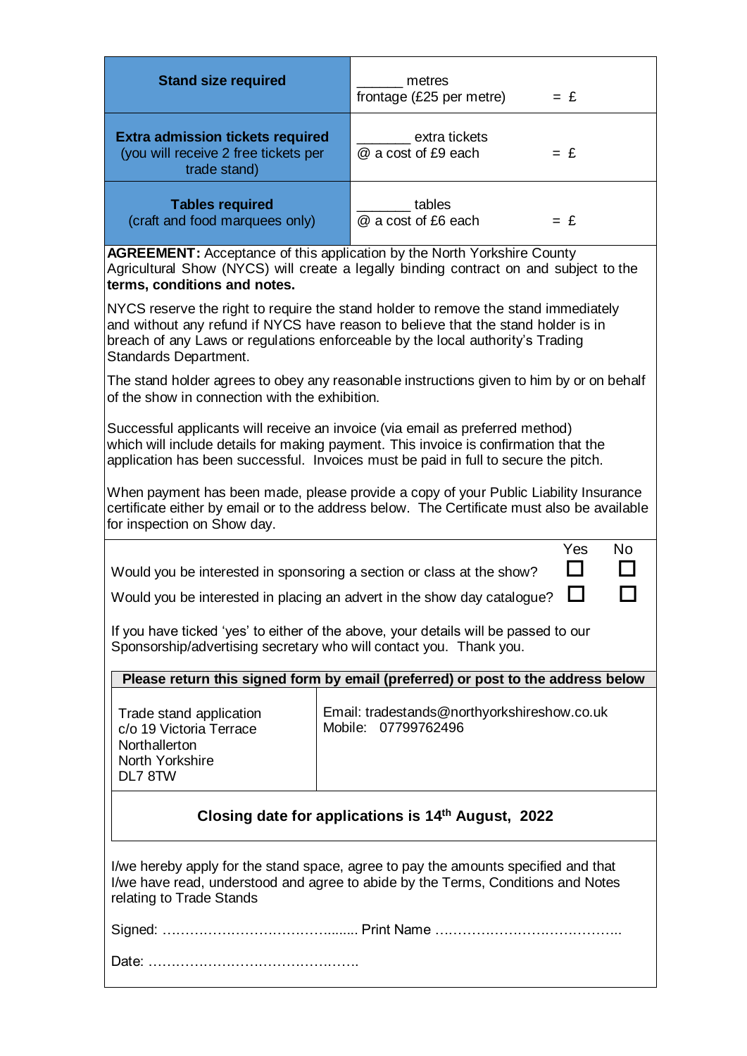| | |
|---|---|
| **Stand size required** | ______ metres<br>frontage (£25 per metre) = £ |
| **Extra admission tickets required**<br>(you will receive 2 free tickets per trade stand) | _______ extra tickets<br>@ a cost of £9 each = £ |
| **Tables required**<br>(craft and food marquees only) | _______ tables<br>@ a cost of £6 each = £ |

**AGREEMENT:** Acceptance of this application by the North Yorkshire County Agricultural Show (NYCS) will create a legally binding contract on and subject to the **terms, conditions and notes.**

NYCS reserve the right to require the stand holder to remove the stand immediately and without any refund if NYCS have reason to believe that the stand holder is in breach of any Laws or regulations enforceable by the local authority's Trading Standards Department.

The stand holder agrees to obey any reasonable instructions given to him by or on behalf of the show in connection with the exhibition.

Successful applicants will receive an invoice (via email as preferred method) which will include details for making payment. This invoice is confirmation that the application has been successful. Invoices must be paid in full to secure the pitch.

When payment has been made, please provide a copy of your Public Liability Insurance certificate either by email or to the address below. The Certificate must also be available for inspection on Show day.

| | Yes | No |
|---|---|---|
| Would you be interested in sponsoring a section or class at the show? | ☐ | ☐ |
| Would you be interested in placing an advert in the show day catalogue? | ☐ | ☐ |

If you have ticked 'yes' to either of the above, your details will be passed to our Sponsorship/advertising secretary who will contact you. Thank you.

**Please return this signed form by email (preferred) or post to the address below**

| | |
|---|---|
| Trade stand application<br>c/o 19 Victoria Terrace<br>Northallerton<br>North Yorkshire<br>DL7 8TW | Email: tradestands@northyorkshireshow.co.uk<br>Mobile: 07799762496 |

**Closing date for applications is 14th August, 2022**

I/we hereby apply for the stand space, agree to pay the amounts specified and that I/we have read, understood and agree to abide by the Terms, Conditions and Notes relating to Trade Stands

Signed: …………………………………...... Print Name …………………………………..

Date: ……………………………………….